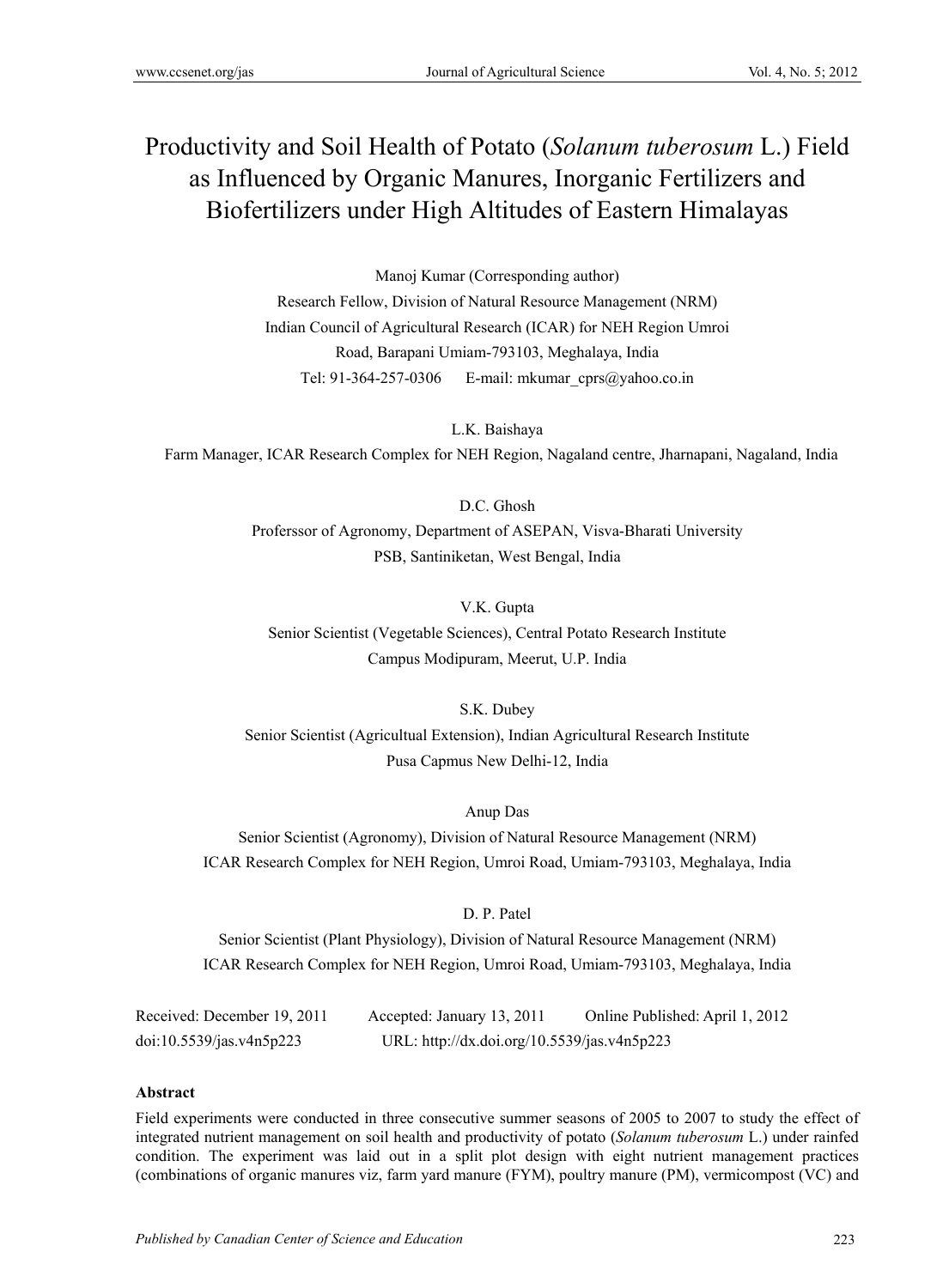# Productivity and Soil Health of Potato (*Solanum tuberosum* L.) Field as Influenced by Organic Manures, Inorganic Fertilizers and Biofertilizers under High Altitudes of Eastern Himalayas

Manoj Kumar (Corresponding author)

Research Fellow, Division of Natural Resource Management (NRM)

Indian Council of Agricultural Research (ICAR) for NEH Region Umroi Road, Barapani Umiam-793103, Meghalaya, India

Tel: 91-364-257-0306 E-mail: mkumar_cprs@yahoo.co.in

L.K. Baishaya

Farm Manager, ICAR Research Complex for NEH Region, Nagaland centre, Jharnapani, Nagaland, India

D.C. Ghosh

Proferssor of Agronomy, Department of ASEPAN, Visva-Bharati University PSB, Santiniketan, West Bengal, India

V.K. Gupta

Senior Scientist (Vegetable Sciences), Central Potato Research Institute Campus Modipuram, Meerut, U.P. India

S.K. Dubey

Senior Scientist (Agricultual Extension), Indian Agricultural Research Institute Pusa Capmus New Delhi-12, India

Anup Das

Senior Scientist (Agronomy), Division of Natural Resource Management (NRM) ICAR Research Complex for NEH Region, Umroi Road, Umiam-793103, Meghalaya, India

D. P. Patel

Senior Scientist (Plant Physiology), Division of Natural Resource Management (NRM) ICAR Research Complex for NEH Region, Umroi Road, Umiam-793103, Meghalaya, India

Received: December 19, 2011 Accepted: January 13, 2011 Online Published: April 1, 2012

doi:10.5539/jas.v4n5p223 URL: http://dx.doi.org/10.5539/jas.v4n5p223

**Abstract**

Field experiments were conducted in three consecutive summer seasons of 2005 to 2007 to study the effect of integrated nutrient management on soil health and productivity of potato (*Solanum tuberosum* L.) under rainfed condition. The experiment was laid out in a split plot design with eight nutrient management practices (combinations of organic manures viz, farm yard manure (FYM), poultry manure (PM), vermicompost (VC) and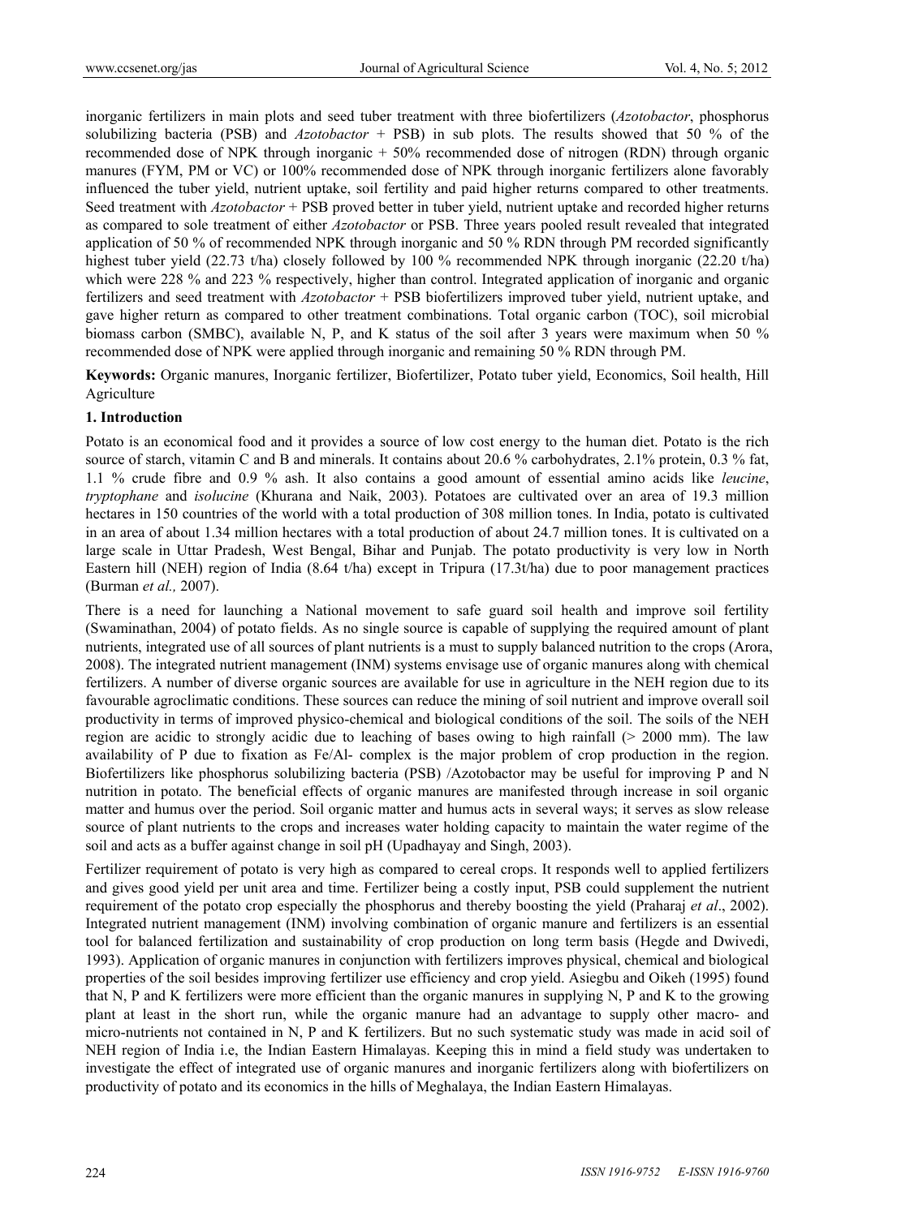inorganic fertilizers in main plots and seed tuber treatment with three biofertilizers (*Azotobacter*, phosphorus solubilizing bacteria (PSB) and *Azotobacter* + PSB) in sub plots. The results showed that 50 % of the recommended dose of NPK through inorganic + 50% recommended dose of nitrogen (RDN) through organic manures (FYM, PM or VC) or 100% recommended dose of NPK through inorganic fertilizers alone favorably influenced the tuber yield, nutrient uptake, soil fertility and paid higher returns compared to other treatments. Seed treatment with *Azotobacter* + PSB proved better in tuber yield, nutrient uptake and recorded higher returns as compared to sole treatment of either *Azotobacter* or PSB. Three years pooled result revealed that integrated application of 50 % of recommended NPK through inorganic and 50 % RDN through PM recorded significantly highest tuber yield (22.73 t/ha) closely followed by 100 % recommended NPK through inorganic (22.20 t/ha) which were 228 % and 223 % respectively, higher than control. Integrated application of inorganic and organic fertilizers and seed treatment with *Azotobacter* + PSB biofertilizers improved tuber yield, nutrient uptake, and gave higher return as compared to other treatment combinations. Total organic carbon (TOC), soil microbial biomass carbon (SMBC), available N, P, and K status of the soil after 3 years were maximum when 50 % recommended dose of NPK were applied through inorganic and remaining 50 % RDN through PM.

**Keywords:** Organic manures, Inorganic fertilizer, Biofertilizer, Potato tuber yield, Economics, Soil health, Hill Agriculture

## 1. Introduction

Potato is an economical food and it provides a source of low cost energy to the human diet. Potato is the rich source of starch, vitamin C and B and minerals. It contains about 20.6 % carbohydrates, 2.1% protein, 0.3 % fat, 1.1 % crude fibre and 0.9 % ash. It also contains a good amount of essential amino acids like *leucine*, *tryptophane* and *isolucine* (Khurana and Naik, 2003). Potatoes are cultivated over an area of 19.3 million hectares in 150 countries of the world with a total production of 308 million tones. In India, potato is cultivated in an area of about 1.34 million hectares with a total production of about 24.7 million tones. It is cultivated on a large scale in Uttar Pradesh, West Bengal, Bihar and Punjab. The potato productivity is very low in North Eastern hill (NEH) region of India (8.64 t/ha) except in Tripura (17.3t/ha) due to poor management practices (Burman *et al.,* 2007).

There is a need for launching a National movement to safe guard soil health and improve soil fertility (Swaminathan, 2004) of potato fields. As no single source is capable of supplying the required amount of plant nutrients, integrated use of all sources of plant nutrients is a must to supply balanced nutrition to the crops (Arora, 2008). The integrated nutrient management (INM) systems envisage use of organic manures along with chemical fertilizers. A number of diverse organic sources are available for use in agriculture in the NEH region due to its favourable agroclimatic conditions. These sources can reduce the mining of soil nutrient and improve overall soil productivity in terms of improved physico-chemical and biological conditions of the soil. The soils of the NEH region are acidic to strongly acidic due to leaching of bases owing to high rainfall (> 2000 mm). The law availability of P due to fixation as Fe/Al- complex is the major problem of crop production in the region. Biofertilizers like phosphorus solubilizing bacteria (PSB) /Azotobacter may be useful for improving P and N nutrition in potato. The beneficial effects of organic manures are manifested through increase in soil organic matter and humus over the period. Soil organic matter and humus acts in several ways; it serves as slow release source of plant nutrients to the crops and increases water holding capacity to maintain the water regime of the soil and acts as a buffer against change in soil pH (Upadhayay and Singh, 2003).

Fertilizer requirement of potato is very high as compared to cereal crops. It responds well to applied fertilizers and gives good yield per unit area and time. Fertilizer being a costly input, PSB could supplement the nutrient requirement of the potato crop especially the phosphorus and thereby boosting the yield (Praharaj *et al*., 2002). Integrated nutrient management (INM) involving combination of organic manure and fertilizers is an essential tool for balanced fertilization and sustainability of crop production on long term basis (Hegde and Dwivedi, 1993). Application of organic manures in conjunction with fertilizers improves physical, chemical and biological properties of the soil besides improving fertilizer use efficiency and crop yield. Asiegbu and Oikeh (1995) found that N, P and K fertilizers were more efficient than the organic manures in supplying N, P and K to the growing plant at least in the short run, while the organic manure had an advantage to supply other macro- and micro-nutrients not contained in N, P and K fertilizers. But no such systematic study was made in acid soil of NEH region of India i.e, the Indian Eastern Himalayas. Keeping this in mind a field study was undertaken to investigate the effect of integrated use of organic manures and inorganic fertilizers along with biofertilizers on productivity of potato and its economics in the hills of Meghalaya, the Indian Eastern Himalayas.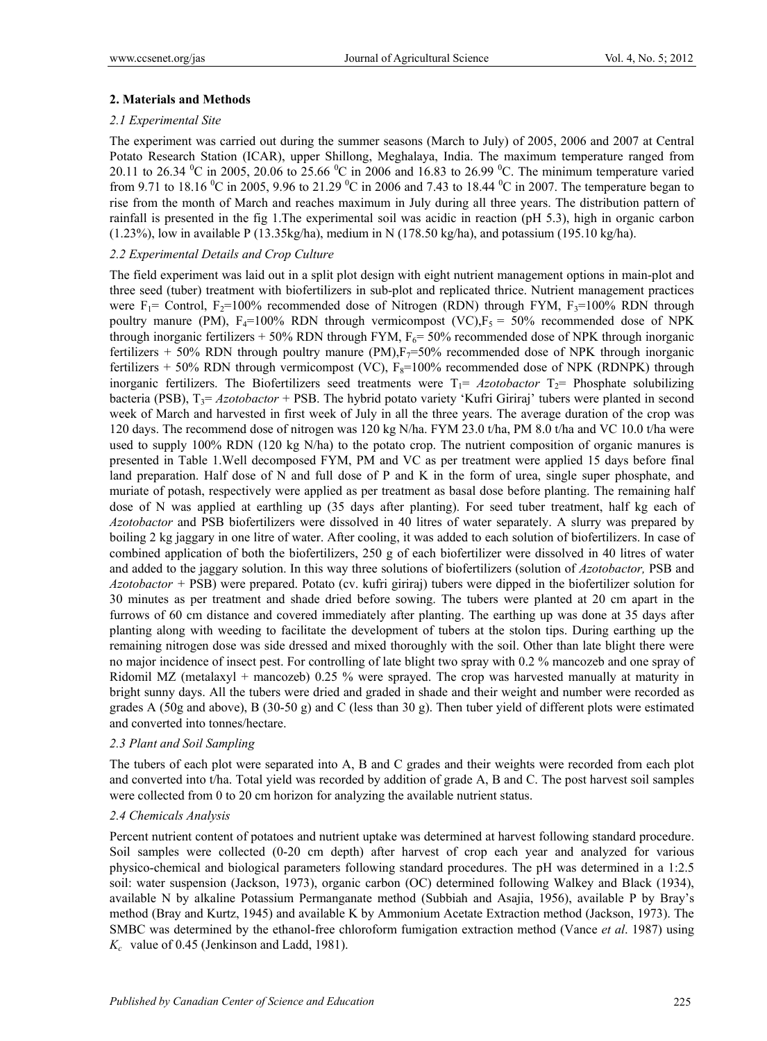## 2. Materials and Methods

### 2.1 Experimental Site

The experiment was carried out during the summer seasons (March to July) of 2005, 2006 and 2007 at Central Potato Research Station (ICAR), upper Shillong, Meghalaya, India. The maximum temperature ranged from 20.11 to 26.34 $^0$C in 2005, 20.06 to 25.66 $^0$C in 2006 and 16.83 to 26.99 $^0$C. The minimum temperature varied from 9.71 to 18.16 $^0$C in 2005, 9.96 to 21.29 $^0$C in 2006 and 7.43 to 18.44 $^0$C in 2007. The temperature began to rise from the month of March and reaches maximum in July during all three years. The distribution pattern of rainfall is presented in the fig 1.The experimental soil was acidic in reaction (pH 5.3), high in organic carbon (1.23%), low in available P (13.35kg/ha), medium in N (178.50 kg/ha), and potassium (195.10 kg/ha).

### 2.2 Experimental Details and Crop Culture

The field experiment was laid out in a split plot design with eight nutrient management options in main-plot and three seed (tuber) treatment with biofertilizers in sub-plot and replicated thrice. Nutrient management practices were $F_1$= Control, $F_2$=100% recommended dose of Nitrogen (RDN) through FYM, $F_3$=100% RDN through poultry manure (PM), $F_4$=100% RDN through vermicompost (VC),$F_5$ = 50% recommended dose of NPK through inorganic fertilizers + 50% RDN through FYM, $F_6$= 50% recommended dose of NPK through inorganic fertilizers + 50% RDN through poultry manure (PM),$F_7$=50% recommended dose of NPK through inorganic fertilizers + 50% RDN through vermicompost (VC), $F_8$=100% recommended dose of NPK (RDNPK) through inorganic fertilizers. The Biofertilizers seed treatments were $T_1$= *Azotobacter* $T_2$= Phosphate solubilizing bacteria (PSB), $T_3$= *Azotobacter* + PSB. The hybrid potato variety 'Kufri Giriraj' tubers were planted in second week of March and harvested in first week of July in all the three years. The average duration of the crop was 120 days. The recommend dose of nitrogen was 120 kg N/ha. FYM 23.0 t/ha, PM 8.0 t/ha and VC 10.0 t/ha were used to supply 100% RDN (120 kg N/ha) to the potato crop. The nutrient composition of organic manures is presented in Table 1.Well decomposed FYM, PM and VC as per treatment were applied 15 days before final land preparation. Half dose of N and full dose of P and K in the form of urea, single super phosphate, and muriate of potash, respectively were applied as per treatment as basal dose before planting. The remaining half dose of N was applied at earthling up (35 days after planting). For seed tuber treatment, half kg each of *Azotobacter* and PSB biofertilizers were dissolved in 40 litres of water separately. A slurry was prepared by boiling 2 kg jaggary in one litre of water. After cooling, it was added to each solution of biofertilizers. In case of combined application of both the biofertilizers, 250 g of each biofertilizer were dissolved in 40 litres of water and added to the jaggary solution. In this way three solutions of biofertilizers (solution of *Azotobacter,* PSB and *Azotobacter* + PSB) were prepared. Potato (cv. kufri giriraj) tubers were dipped in the biofertilizer solution for 30 minutes as per treatment and shade dried before sowing. The tubers were planted at 20 cm apart in the furrows of 60 cm distance and covered immediately after planting. The earthing up was done at 35 days after planting along with weeding to facilitate the development of tubers at the stolon tips. During earthing up the remaining nitrogen dose was side dressed and mixed thoroughly with the soil. Other than late blight there were no major incidence of insect pest. For controlling of late blight two spray with 0.2 % mancozeb and one spray of Ridomil MZ (metalaxyl + mancozeb) 0.25 % were sprayed. The crop was harvested manually at maturity in bright sunny days. All the tubers were dried and graded in shade and their weight and number were recorded as grades A (50g and above), B (30-50 g) and C (less than 30 g). Then tuber yield of different plots were estimated and converted into tonnes/hectare.

### 2.3 Plant and Soil Sampling

The tubers of each plot were separated into A, B and C grades and their weights were recorded from each plot and converted into t/ha. Total yield was recorded by addition of grade A, B and C. The post harvest soil samples were collected from 0 to 20 cm horizon for analyzing the available nutrient status.

### 2.4 Chemicals Analysis

Percent nutrient content of potatoes and nutrient uptake was determined at harvest following standard procedure. Soil samples were collected (0-20 cm depth) after harvest of crop each year and analyzed for various physico-chemical and biological parameters following standard procedures. The pH was determined in a 1:2.5 soil: water suspension (Jackson, 1973), organic carbon (OC) determined following Walkey and Black (1934), available N by alkaline Potassium Permanganate method (Subbiah and Asajia, 1956), available P by Bray's method (Bray and Kurtz, 1945) and available K by Ammonium Acetate Extraction method (Jackson, 1973). The SMBC was determined by the ethanol-free chloroform fumigation extraction method (Vance *et al*. 1987) using $K_c$ value of 0.45 (Jenkinson and Ladd, 1981).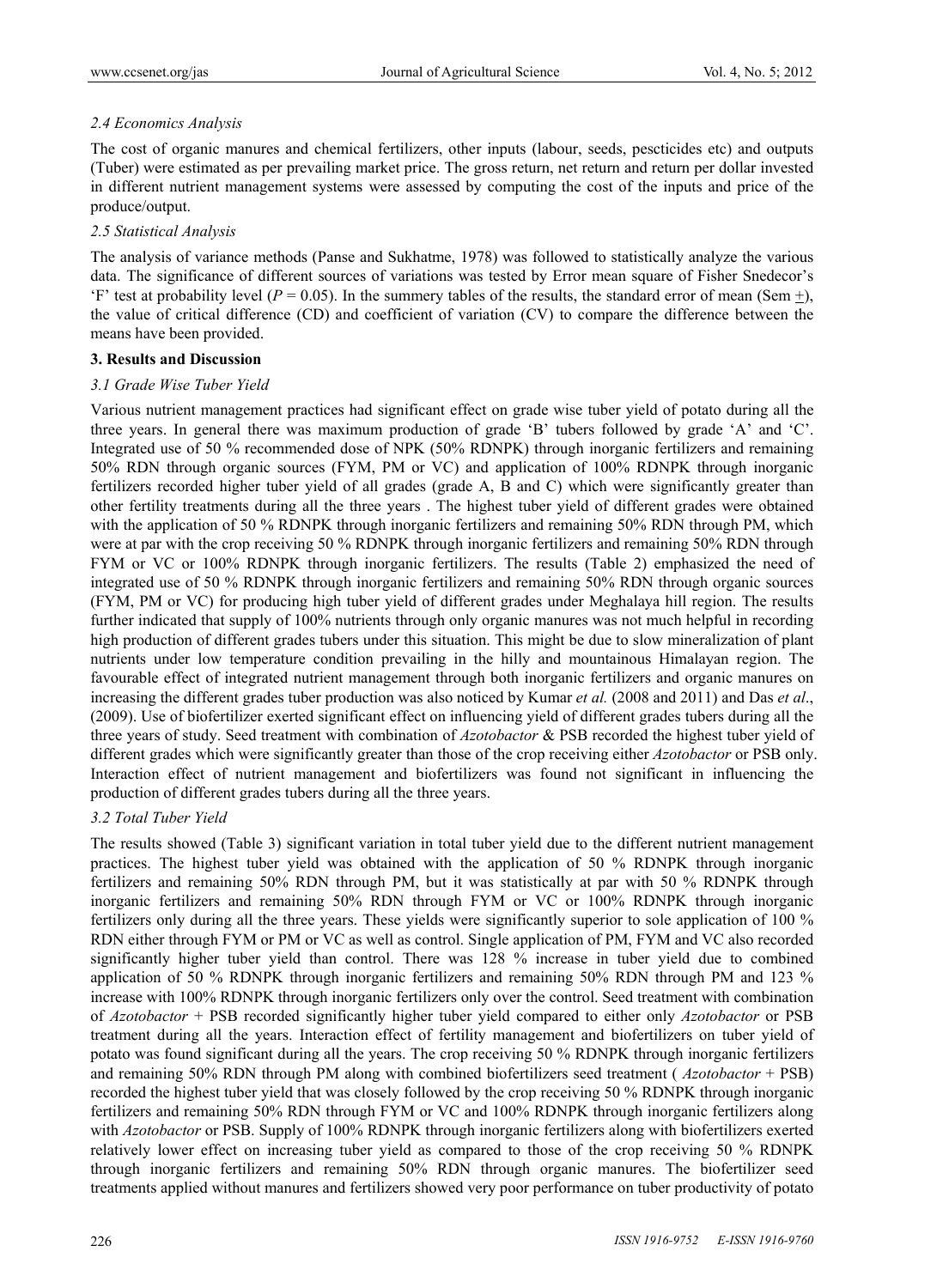### 2.4 Economics Analysis

The cost of organic manures and chemical fertilizers, other inputs (labour, seeds, pescticides etc) and outputs (Tuber) were estimated as per prevailing market price. The gross return, net return and return per dollar invested in different nutrient management systems were assessed by computing the cost of the inputs and price of the produce/output.

### 2.5 Statistical Analysis

The analysis of variance methods (Panse and Sukhatme, 1978) was followed to statistically analyze the various data. The significance of different sources of variations was tested by Error mean square of Fisher Snedecor's 'F' test at probability level ($P = 0.05$). In the summery tables of the results, the standard error of mean (Sem $\pm$), the value of critical difference (CD) and coefficient of variation (CV) to compare the difference between the means have been provided.

## 3. Results and Discussion

### 3.1 Grade Wise Tuber Yield

Various nutrient management practices had significant effect on grade wise tuber yield of potato during all the three years. In general there was maximum production of grade 'B' tubers followed by grade 'A' and 'C'. Integrated use of 50 % recommended dose of NPK (50% RDNPK) through inorganic fertilizers and remaining 50% RDN through organic sources (FYM, PM or VC) and application of 100% RDNPK through inorganic fertilizers recorded higher tuber yield of all grades (grade A, B and C) which were significantly greater than other fertility treatments during all the three years . The highest tuber yield of different grades were obtained with the application of 50 % RDNPK through inorganic fertilizers and remaining 50% RDN through PM, which were at par with the crop receiving 50 % RDNPK through inorganic fertilizers and remaining 50% RDN through FYM or VC or 100% RDNPK through inorganic fertilizers. The results (Table 2) emphasized the need of integrated use of 50 % RDNPK through inorganic fertilizers and remaining 50% RDN through organic sources (FYM, PM or VC) for producing high tuber yield of different grades under Meghalaya hill region. The results further indicated that supply of 100% nutrients through only organic manures was not much helpful in recording high production of different grades tubers under this situation. This might be due to slow mineralization of plant nutrients under low temperature condition prevailing in the hilly and mountainous Himalayan region. The favourable effect of integrated nutrient management through both inorganic fertilizers and organic manures on increasing the different grades tuber production was also noticed by Kumar *et al.* (2008 and 2011) and Das *et al*., (2009). Use of biofertilizer exerted significant effect on influencing yield of different grades tubers during all the three years of study. Seed treatment with combination of *Azotobacter* & PSB recorded the highest tuber yield of different grades which were significantly greater than those of the crop receiving either *Azotobacter* or PSB only. Interaction effect of nutrient management and biofertilizers was found not significant in influencing the production of different grades tubers during all the three years.

### 3.2 Total Tuber Yield

The results showed (Table 3) significant variation in total tuber yield due to the different nutrient management practices. The highest tuber yield was obtained with the application of 50 % RDNPK through inorganic fertilizers and remaining 50% RDN through PM, but it was statistically at par with 50 % RDNPK through inorganic fertilizers and remaining 50% RDN through FYM or VC or 100% RDNPK through inorganic fertilizers only during all the three years. These yields were significantly superior to sole application of 100 % RDN either through FYM or PM or VC as well as control. Single application of PM, FYM and VC also recorded significantly higher tuber yield than control. There was 128 % increase in tuber yield due to combined application of 50 % RDNPK through inorganic fertilizers and remaining 50% RDN through PM and 123 % increase with 100% RDNPK through inorganic fertilizers only over the control. Seed treatment with combination of *Azotobacter* + PSB recorded significantly higher tuber yield compared to either only *Azotobacter* or PSB treatment during all the years. Interaction effect of fertility management and biofertilizers on tuber yield of potato was found significant during all the years. The crop receiving 50 % RDNPK through inorganic fertilizers and remaining 50% RDN through PM along with combined biofertilizers seed treatment ( *Azotobacter* + PSB) recorded the highest tuber yield that was closely followed by the crop receiving 50 % RDNPK through inorganic fertilizers and remaining 50% RDN through FYM or VC and 100% RDNPK through inorganic fertilizers along with *Azotobacter* or PSB. Supply of 100% RDNPK through inorganic fertilizers along with biofertilizers exerted relatively lower effect on increasing tuber yield as compared to those of the crop receiving 50 % RDNPK through inorganic fertilizers and remaining 50% RDN through organic manures. The biofertilizer seed treatments applied without manures and fertilizers showed very poor performance on tuber productivity of potato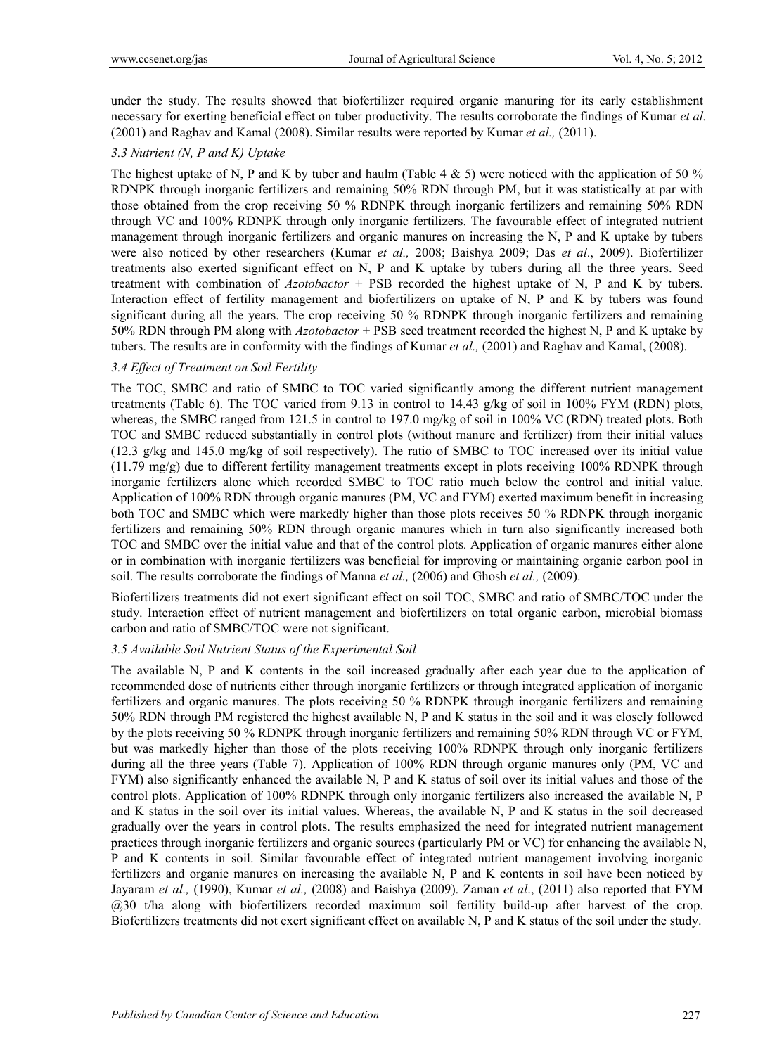under the study. The results showed that biofertilizer required organic manuring for its early establishment necessary for exerting beneficial effect on tuber productivity. The results corroborate the findings of Kumar *et al.* (2001) and Raghav and Kamal (2008). Similar results were reported by Kumar *et al.,* (2011).

### *3.3 Nutrient (N, P and K) Uptake*

The highest uptake of N, P and K by tuber and haulm (Table 4 & 5) were noticed with the application of 50 % RDNPK through inorganic fertilizers and remaining 50% RDN through PM, but it was statistically at par with those obtained from the crop receiving 50 % RDNPK through inorganic fertilizers and remaining 50% RDN through VC and 100% RDNPK through only inorganic fertilizers. The favourable effect of integrated nutrient management through inorganic fertilizers and organic manures on increasing the N, P and K uptake by tubers were also noticed by other researchers (Kumar *et al.,* 2008; Baishya 2009; Das *et al*., 2009). Biofertilizer treatments also exerted significant effect on N, P and K uptake by tubers during all the three years. Seed treatment with combination of *Azotobacter* + PSB recorded the highest uptake of N, P and K by tubers. Interaction effect of fertility management and biofertilizers on uptake of N, P and K by tubers was found significant during all the years. The crop receiving 50 % RDNPK through inorganic fertilizers and remaining 50% RDN through PM along with *Azotobacter* + PSB seed treatment recorded the highest N, P and K uptake by tubers. The results are in conformity with the findings of Kumar *et al.,* (2001) and Raghav and Kamal, (2008).

### *3.4 Effect of Treatment on Soil Fertility*

The TOC, SMBC and ratio of SMBC to TOC varied significantly among the different nutrient management treatments (Table 6). The TOC varied from 9.13 in control to 14.43 g/kg of soil in 100% FYM (RDN) plots, whereas, the SMBC ranged from 121.5 in control to 197.0 mg/kg of soil in 100% VC (RDN) treated plots. Both TOC and SMBC reduced substantially in control plots (without manure and fertilizer) from their initial values (12.3 g/kg and 145.0 mg/kg of soil respectively). The ratio of SMBC to TOC increased over its initial value (11.79 mg/g) due to different fertility management treatments except in plots receiving 100% RDNPK through inorganic fertilizers alone which recorded SMBC to TOC ratio much below the control and initial value. Application of 100% RDN through organic manures (PM, VC and FYM) exerted maximum benefit in increasing both TOC and SMBC which were markedly higher than those plots receives 50 % RDNPK through inorganic fertilizers and remaining 50% RDN through organic manures which in turn also significantly increased both TOC and SMBC over the initial value and that of the control plots. Application of organic manures either alone or in combination with inorganic fertilizers was beneficial for improving or maintaining organic carbon pool in soil. The results corroborate the findings of Manna *et al.,* (2006) and Ghosh *et al.,* (2009).

Biofertilizers treatments did not exert significant effect on soil TOC, SMBC and ratio of SMBC/TOC under the study. Interaction effect of nutrient management and biofertilizers on total organic carbon, microbial biomass carbon and ratio of SMBC/TOC were not significant.

### *3.5 Available Soil Nutrient Status of the Experimental Soil*

The available N, P and K contents in the soil increased gradually after each year due to the application of recommended dose of nutrients either through inorganic fertilizers or through integrated application of inorganic fertilizers and organic manures. The plots receiving 50 % RDNPK through inorganic fertilizers and remaining 50% RDN through PM registered the highest available N, P and K status in the soil and it was closely followed by the plots receiving 50 % RDNPK through inorganic fertilizers and remaining 50% RDN through VC or FYM, but was markedly higher than those of the plots receiving 100% RDNPK through only inorganic fertilizers during all the three years (Table 7). Application of 100% RDN through organic manures only (PM, VC and FYM) also significantly enhanced the available N, P and K status of soil over its initial values and those of the control plots. Application of 100% RDNPK through only inorganic fertilizers also increased the available N, P and K status in the soil over its initial values. Whereas, the available N, P and K status in the soil decreased gradually over the years in control plots. The results emphasized the need for integrated nutrient management practices through inorganic fertilizers and organic sources (particularly PM or VC) for enhancing the available N, P and K contents in soil. Similar favourable effect of integrated nutrient management involving inorganic fertilizers and organic manures on increasing the available N, P and K contents in soil have been noticed by Jayaram *et al.,* (1990), Kumar *et al.,* (2008) and Baishya (2009). Zaman *et al*., (2011) also reported that FYM @30 t/ha along with biofertilizers recorded maximum soil fertility build-up after harvest of the crop. Biofertilizers treatments did not exert significant effect on available N, P and K status of the soil under the study.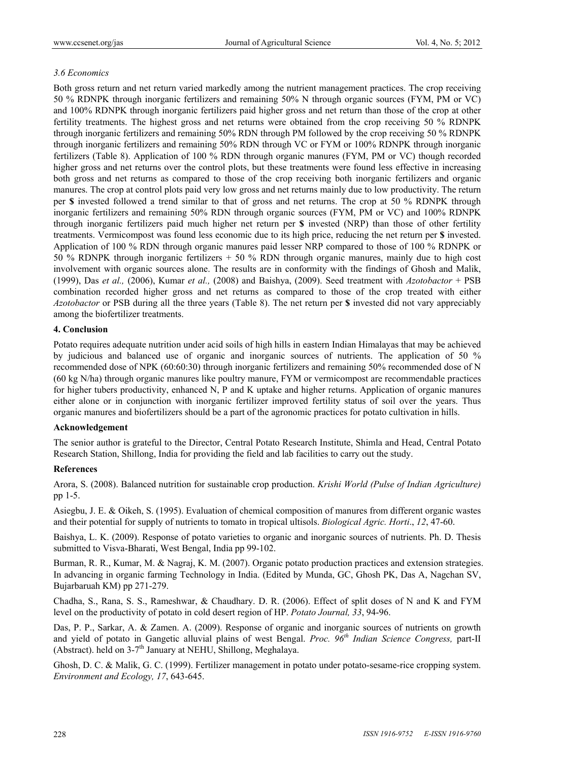### *3.6 Economics*

Both gross return and net return varied markedly among the nutrient management practices. The crop receiving 50 % RDNPK through inorganic fertilizers and remaining 50% N through organic sources (FYM, PM or VC) and 100% RDNPK through inorganic fertilizers paid higher gross and net return than those of the crop at other fertility treatments. The highest gross and net returns were obtained from the crop receiving 50 % RDNPK through inorganic fertilizers and remaining 50% RDN through PM followed by the crop receiving 50 % RDNPK through inorganic fertilizers and remaining 50% RDN through VC or FYM or 100% RDNPK through inorganic fertilizers (Table 8). Application of 100 % RDN through organic manures (FYM, PM or VC) though recorded higher gross and net returns over the control plots, but these treatments were found less effective in increasing both gross and net returns as compared to those of the crop receiving both inorganic fertilizers and organic manures. The crop at control plots paid very low gross and net returns mainly due to low productivity. The return per **$** invested followed a trend similar to that of gross and net returns. The crop at 50 % RDNPK through inorganic fertilizers and remaining 50% RDN through organic sources (FYM, PM or VC) and 100% RDNPK through inorganic fertilizers paid much higher net return per **$** invested (NRP) than those of other fertility treatments. Vermicompost was found less economic due to its high price, reducing the net return per **$** invested. Application of 100 % RDN through organic manures paid lesser NRP compared to those of 100 % RDNPK or 50 % RDNPK through inorganic fertilizers + 50 % RDN through organic manures, mainly due to high cost involvement with organic sources alone. The results are in conformity with the findings of Ghosh and Malik, (1999), Das *et al.,* (2006), Kumar *et al.,* (2008) and Baishya, (2009). Seed treatment with *Azotobacter* + PSB combination recorded higher gross and net returns as compared to those of the crop treated with either *Azotobacter* or PSB during all the three years (Table 8). The net return per **$** invested did not vary appreciably among the biofertilizer treatments.

## 4. Conclusion

Potato requires adequate nutrition under acid soils of high hills in eastern Indian Himalayas that may be achieved by judicious and balanced use of organic and inorganic sources of nutrients. The application of 50 % recommended dose of NPK (60:60:30) through inorganic fertilizers and remaining 50% recommended dose of N (60 kg N/ha) through organic manures like poultry manure, FYM or vermicompost are recommendable practices for higher tubers productivity, enhanced N, P and K uptake and higher returns. Application of organic manures either alone or in conjunction with inorganic fertilizer improved fertility status of soil over the years. Thus organic manures and biofertilizers should be a part of the agronomic practices for potato cultivation in hills.

## Acknowledgement

The senior author is grateful to the Director, Central Potato Research Institute, Shimla and Head, Central Potato Research Station, Shillong, India for providing the field and lab facilities to carry out the study.

## References

Arora, S. (2008). Balanced nutrition for sustainable crop production. *Krishi World (Pulse of Indian Agriculture)* pp 1-5.

Asiegbu, J. E. & Oikeh, S. (1995). Evaluation of chemical composition of manures from different organic wastes and their potential for supply of nutrients to tomato in tropical ultisols. *Biological Agric. Horti*., *12*, 47-60.

Baishya, L. K. (2009). Response of potato varieties to organic and inorganic sources of nutrients. Ph. D. Thesis submitted to Visva-Bharati, West Bengal, India pp 99-102.

Burman, R. R., Kumar, M. & Nagraj, K. M. (2007). Organic potato production practices and extension strategies. In advancing in organic farming Technology in India. (Edited by Munda, GC, Ghosh PK, Das A, Nagchan SV, Bujarbaruah KM) pp 271-279.

Chadha, S., Rana, S. S., Rameshwar, & Chaudhary. D. R. (2006). Effect of split doses of N and K and FYM level on the productivity of potato in cold desert region of HP. *Potato Journal, 33*, 94-96.

Das, P. P., Sarkar, A. & Zamen. A. (2009). Response of organic and inorganic sources of nutrients on growth and yield of potato in Gangetic alluvial plains of west Bengal. *Proc. 96th Indian Science Congress,* part-II (Abstract). held on 3-7th January at NEHU, Shillong, Meghalaya.

Ghosh, D. C. & Malik, G. C. (1999). Fertilizer management in potato under potato-sesame-rice cropping system. *Environment and Ecology, 17*, 643-645.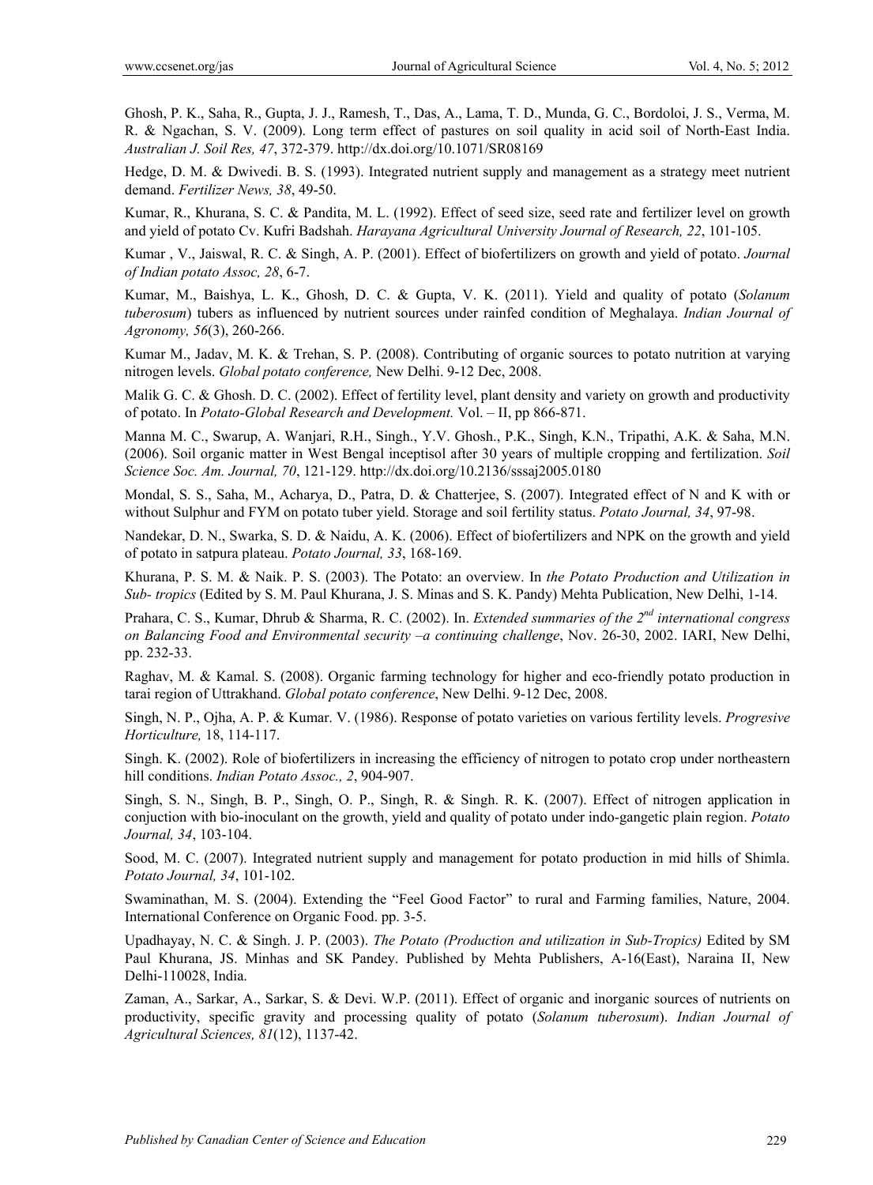Ghosh, P. K., Saha, R., Gupta, J. J., Ramesh, T., Das, A., Lama, T. D., Munda, G. C., Bordoloi, J. S., Verma, M. R. & Ngachan, S. V. (2009). Long term effect of pastures on soil quality in acid soil of North-East India. *Australian J. Soil Res, 47*, 372-379. http://dx.doi.org/10.1071/SR08169

Hedge, D. M. & Dwivedi. B. S. (1993). Integrated nutrient supply and management as a strategy meet nutrient demand. *Fertilizer News, 38*, 49-50.

Kumar, R., Khurana, S. C. & Pandita, M. L. (1992). Effect of seed size, seed rate and fertilizer level on growth and yield of potato Cv. Kufri Badshah. *Harayana Agricultural University Journal of Research, 22*, 101-105.

Kumar , V., Jaiswal, R. C. & Singh, A. P. (2001). Effect of biofertilizers on growth and yield of potato. *Journal of Indian potato Assoc, 28*, 6-7.

Kumar, M., Baishya, L. K., Ghosh, D. C. & Gupta, V. K. (2011). Yield and quality of potato (*Solanum tuberosum*) tubers as influenced by nutrient sources under rainfed condition of Meghalaya. *Indian Journal of Agronomy, 56*(3), 260-266.

Kumar M., Jadav, M. K. & Trehan, S. P. (2008). Contributing of organic sources to potato nutrition at varying nitrogen levels. *Global potato conference,* New Delhi. 9-12 Dec, 2008.

Malik G. C. & Ghosh. D. C. (2002). Effect of fertility level, plant density and variety on growth and productivity of potato. In *Potato-Global Research and Development.* Vol. – II, pp 866-871.

Manna M. C., Swarup, A. Wanjari, R.H., Singh., Y.V. Ghosh., P.K., Singh, K.N., Tripathi, A.K. & Saha, M.N. (2006). Soil organic matter in West Bengal inceptisol after 30 years of multiple cropping and fertilization. *Soil Science Soc. Am. Journal, 70*, 121-129. http://dx.doi.org/10.2136/sssaj2005.0180

Mondal, S. S., Saha, M., Acharya, D., Patra, D. & Chatterjee, S. (2007). Integrated effect of N and K with or without Sulphur and FYM on potato tuber yield. Storage and soil fertility status. *Potato Journal, 34*, 97-98.

Nandekar, D. N., Swarka, S. D. & Naidu, A. K. (2006). Effect of biofertilizers and NPK on the growth and yield of potato in satpura plateau. *Potato Journal, 33*, 168-169.

Khurana, P. S. M. & Naik. P. S. (2003). The Potato: an overview. In *the Potato Production and Utilization in Sub- tropics* (Edited by S. M. Paul Khurana, J. S. Minas and S. K. Pandy) Mehta Publication, New Delhi, 1-14.

Prahara, C. S., Kumar, Dhrub & Sharma, R. C. (2002). In. *Extended summaries of the 2nd international congress on Balancing Food and Environmental security –a continuing challenge*, Nov. 26-30, 2002. IARI, New Delhi, pp. 232-33.

Raghav, M. & Kamal. S. (2008). Organic farming technology for higher and eco-friendly potato production in tarai region of Uttrakhand. *Global potato conference*, New Delhi. 9-12 Dec, 2008.

Singh, N. P., Ojha, A. P. & Kumar. V. (1986). Response of potato varieties on various fertility levels. *Progresive Horticulture,* 18, 114-117.

Singh. K. (2002). Role of biofertilizers in increasing the efficiency of nitrogen to potato crop under northeastern hill conditions. *Indian Potato Assoc., 2*, 904-907.

Singh, S. N., Singh, B. P., Singh, O. P., Singh, R. & Singh. R. K. (2007). Effect of nitrogen application in conjuction with bio-inoculant on the growth, yield and quality of potato under indo-gangetic plain region. *Potato Journal, 34*, 103-104.

Sood, M. C. (2007). Integrated nutrient supply and management for potato production in mid hills of Shimla. *Potato Journal, 34*, 101-102.

Swaminathan, M. S. (2004). Extending the "Feel Good Factor" to rural and Farming families, Nature, 2004. International Conference on Organic Food. pp. 3-5.

Upadhayay, N. C. & Singh. J. P. (2003). *The Potato (Production and utilization in Sub-Tropics)* Edited by SM Paul Khurana, JS. Minhas and SK Pandey. Published by Mehta Publishers, A-16(East), Naraina II, New Delhi-110028, India.

Zaman, A., Sarkar, A., Sarkar, S. & Devi. W.P. (2011). Effect of organic and inorganic sources of nutrients on productivity, specific gravity and processing quality of potato (*Solanum tuberosum*). *Indian Journal of Agricultural Sciences, 81*(12), 1137-42.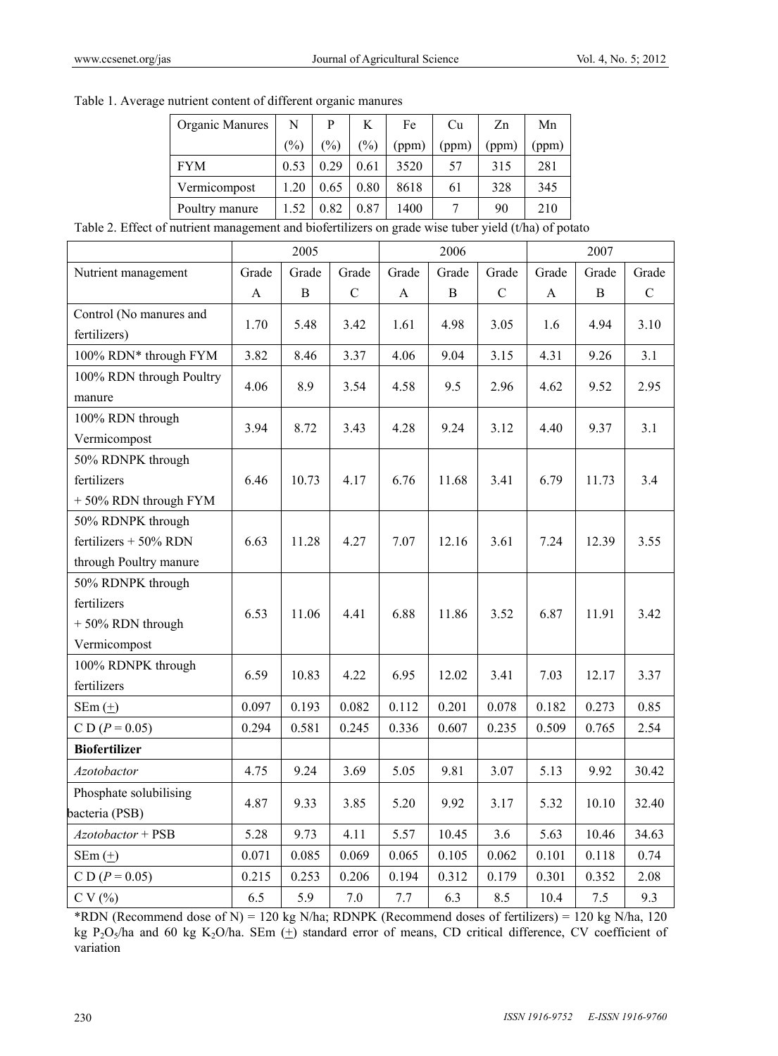Table 1. Average nutrient content of different organic manures

| Organic Manures | N (%) | P (%) | K (%) | Fe (ppm) | Cu (ppm) | Zn (ppm) | Mn (ppm) |
|---|---|---|---|---|---|---|---|
| FYM | 0.53 | 0.29 | 0.61 | 3520 | 57 | 315 | 281 |
| Vermicompost | 1.20 | 0.65 | 0.80 | 8618 | 61 | 328 | 345 |
| Poultry manure | 1.52 | 0.82 | 0.87 | 1400 | 7 | 90 | 210 |

Table 2. Effect of nutrient management and biofertilizers on grade wise tuber yield (t/ha) of potato

| | 2005 | | | 2006 | | | 2007 | | |
|---|---|---|---|---|---|---|---|---|---|
| Nutrient management | Grade A | Grade B | Grade C | Grade A | Grade B | Grade C | Grade A | Grade B | Grade C |
| Control (No manures and fertilizers) | 1.70 | 5.48 | 3.42 | 1.61 | 4.98 | 3.05 | 1.6 | 4.94 | 3.10 |
| 100% RDN* through FYM | 3.82 | 8.46 | 3.37 | 4.06 | 9.04 | 3.15 | 4.31 | 9.26 | 3.1 |
| 100% RDN through Poultry manure | 4.06 | 8.9 | 3.54 | 4.58 | 9.5 | 2.96 | 4.62 | 9.52 | 2.95 |
| 100% RDN through Vermicompost | 3.94 | 8.72 | 3.43 | 4.28 | 9.24 | 3.12 | 4.40 | 9.37 | 3.1 |
| 50% RDNPK through fertilizers + 50% RDN through FYM | 6.46 | 10.73 | 4.17 | 6.76 | 11.68 | 3.41 | 6.79 | 11.73 | 3.4 |
| 50% RDNPK through fertilizers + 50% RDN through Poultry manure | 6.63 | 11.28 | 4.27 | 7.07 | 12.16 | 3.61 | 7.24 | 12.39 | 3.55 |
| 50% RDNPK through fertilizers + 50% RDN through Vermicompost | 6.53 | 11.06 | 4.41 | 6.88 | 11.86 | 3.52 | 6.87 | 11.91 | 3.42 |
| 100% RDNPK through fertilizers | 6.59 | 10.83 | 4.22 | 6.95 | 12.02 | 3.41 | 7.03 | 12.17 | 3.37 |
| SEm (±) | 0.097 | 0.193 | 0.082 | 0.112 | 0.201 | 0.078 | 0.182 | 0.273 | 0.85 |
| C D ($P = 0.05$) | 0.294 | 0.581 | 0.245 | 0.336 | 0.607 | 0.235 | 0.509 | 0.765 | 2.54 |
| **Biofertilizer** | | | | | | | | | |
| *Azotobacter* | 4.75 | 9.24 | 3.69 | 5.05 | 9.81 | 3.07 | 5.13 | 9.92 | 30.42 |
| Phosphate solubilising bacteria (PSB) | 4.87 | 9.33 | 3.85 | 5.20 | 9.92 | 3.17 | 5.32 | 10.10 | 32.40 |
| *Azotobacter* + PSB | 5.28 | 9.73 | 4.11 | 5.57 | 10.45 | 3.6 | 5.63 | 10.46 | 34.63 |
| SEm (±) | 0.071 | 0.085 | 0.069 | 0.065 | 0.105 | 0.062 | 0.101 | 0.118 | 0.74 |
| C D ($P = 0.05$) | 0.215 | 0.253 | 0.206 | 0.194 | 0.312 | 0.179 | 0.301 | 0.352 | 2.08 |
| C V (%) | 6.5 | 5.9 | 7.0 | 7.7 | 6.3 | 8.5 | 10.4 | 7.5 | 9.3 |

*RDN (Recommend dose of N) = 120 kg N/ha; RDNPK (Recommend doses of fertilizers) = 120 kg N/ha, 120 kg $P_2O_5$/ha and 60 kg $K_2O$/ha. SEm (±) standard error of means, CD critical difference, CV coefficient of variation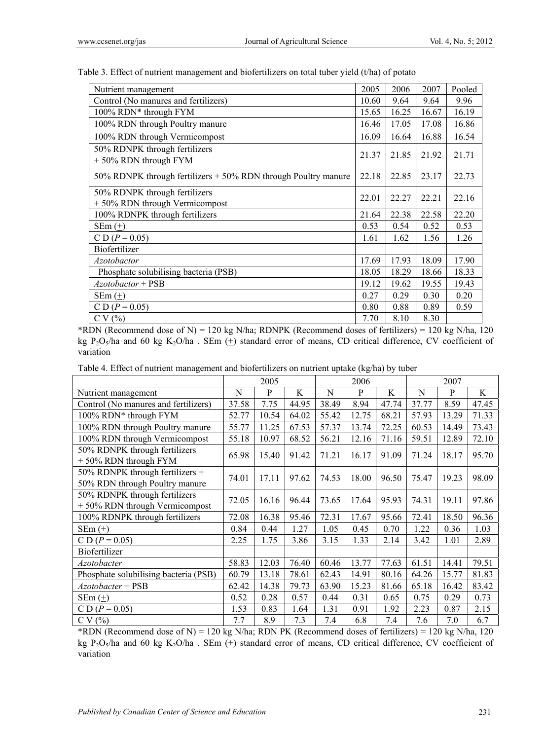Table 3. Effect of nutrient management and biofertilizers on total tuber yield (t/ha) of potato

| Nutrient management | 2005 | 2006 | 2007 | Pooled |
|---|---|---|---|---|
| Control (No manures and fertilizers) | 10.60 | 9.64 | 9.64 | 9.96 |
| 100% RDN* through FYM | 15.65 | 16.25 | 16.67 | 16.19 |
| 100% RDN through Poultry manure | 16.46 | 17.05 | 17.08 | 16.86 |
| 100% RDN through Vermicompost | 16.09 | 16.64 | 16.88 | 16.54 |
| 50% RDNPK through fertilizers + 50% RDN through FYM | 21.37 | 21.85 | 21.92 | 21.71 |
| 50% RDNPK through fertilizers + 50% RDN through Poultry manure | 22.18 | 22.85 | 23.17 | 22.73 |
| 50% RDNPK through fertilizers + 50% RDN through Vermicompost | 22.01 | 22.27 | 22.21 | 22.16 |
| 100% RDNPK through fertilizers | 21.64 | 22.38 | 22.58 | 22.20 |
| SEm (±) | 0.53 | 0.54 | 0.52 | 0.53 |
| C D ($P = 0.05$) | 1.61 | 1.62 | 1.56 | 1.26 |
| Biofertilizer | | | | |
| *Azotobacter* | 17.69 | 17.93 | 18.09 | 17.90 |
| Phosphate solubilising bacteria (PSB) | 18.05 | 18.29 | 18.66 | 18.33 |
| *Azotobacter* + PSB | 19.12 | 19.62 | 19.55 | 19.43 |
| SEm (±) | 0.27 | 0.29 | 0.30 | 0.20 |
| C D ($P = 0.05$) | 0.80 | 0.88 | 0.89 | 0.59 |
| C V (%) | 7.70 | 8.10 | 8.30 | |

*RDN (Recommend dose of N) = 120 kg N/ha; RDNPK (Recommend doses of fertilizers) = 120 kg N/ha, 120 kg $P_2O_5$/ha and 60 kg $K_2O$/ha . SEm (±) standard error of means, CD critical difference, CV coefficient of variation

Table 4. Effect of nutrient management and biofertilizers on nutrient uptake (kg/ha) by tuber

| | 2005 | | | 2006 | | | 2007 | | |
|---|---|---|---|---|---|---|---|---|---|
| Nutrient management | N | P | K | N | P | K | N | P | K |
| Control (No manures and fertilizers) | 37.58 | 7.75 | 44.95 | 38.49 | 8.94 | 47.74 | 37.77 | 8.59 | 47.45 |
| 100% RDN* through FYM | 52.77 | 10.54 | 64.02 | 55.42 | 12.75 | 68.21 | 57.93 | 13.29 | 71.33 |
| 100% RDN through Poultry manure | 55.77 | 11.25 | 67.53 | 57.37 | 13.74 | 72.25 | 60.53 | 14.49 | 73.43 |
| 100% RDN through Vermicompost | 55.18 | 10.97 | 68.52 | 56.21 | 12.16 | 71.16 | 59.51 | 12.89 | 72.10 |
| 50% RDNPK through fertilizers + 50% RDN through FYM | 65.98 | 15.40 | 91.42 | 71.21 | 16.17 | 91.09 | 71.24 | 18.17 | 95.70 |
| 50% RDNPK through fertilizers + 50% RDN through Poultry manure | 74.01 | 17.11 | 97.62 | 74.53 | 18.00 | 96.50 | 75.47 | 19.23 | 98.09 |
| 50% RDNPK through fertilizers + 50% RDN through Vermicompost | 72.05 | 16.16 | 96.44 | 73.65 | 17.64 | 95.93 | 74.31 | 19.11 | 97.86 |
| 100% RDNPK through fertilizers | 72.08 | 16.38 | 95.46 | 72.31 | 17.67 | 95.66 | 72.41 | 18.50 | 96.36 |
| SEm (±) | 0.84 | 0.44 | 1.27 | 1.05 | 0.45 | 0.70 | 1.22 | 0.36 | 1.03 |
| C D ($P = 0.05$) | 2.25 | 1.75 | 3.86 | 3.15 | 1.33 | 2.14 | 3.42 | 1.01 | 2.89 |
| Biofertilizer | | | | | | | | | |
| *Azotobacter* | 58.83 | 12.03 | 76.40 | 60.46 | 13.77 | 77.63 | 61.51 | 14.41 | 79.51 |
| Phosphate solubilising bacteria (PSB) | 60.79 | 13.18 | 78.61 | 62.43 | 14.91 | 80.16 | 64.26 | 15.77 | 81.83 |
| *Azotobacter* + PSB | 62.42 | 14.38 | 79.73 | 63.90 | 15.23 | 81.66 | 65.18 | 16.42 | 83.42 |
| SEm (±) | 0.52 | 0.28 | 0.57 | 0.44 | 0.31 | 0.65 | 0.75 | 0.29 | 0.73 |
| C D ($P = 0.05$) | 1.53 | 0.83 | 1.64 | 1.31 | 0.91 | 1.92 | 2.23 | 0.87 | 2.15 |
| C V (%) | 7.7 | 8.9 | 7.3 | 7.4 | 6.8 | 7.4 | 7.6 | 7.0 | 6.7 |

*RDN (Recommend dose of N) = 120 kg N/ha; RDN PK (Recommend doses of fertilizers) = 120 kg N/ha, 120 kg $P_2O_5$/ha and 60 kg $K_2O$/ha . SEm (±) standard error of means, CD critical difference, CV coefficient of variation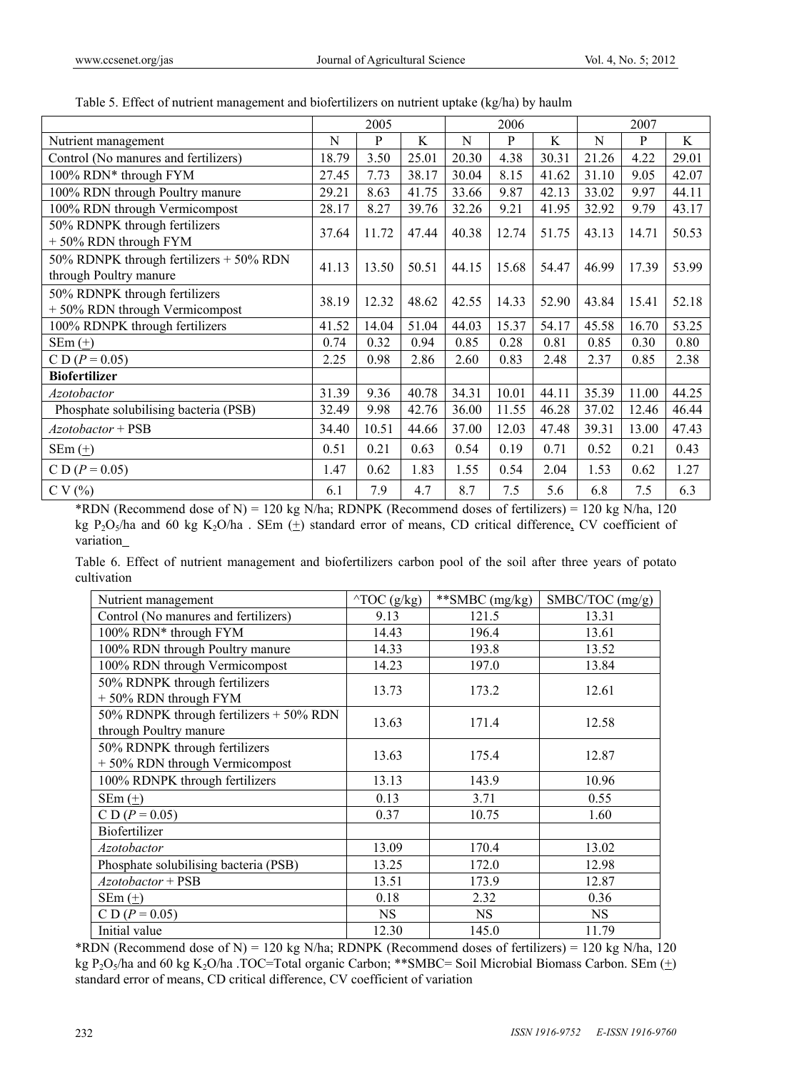Table 5. Effect of nutrient management and biofertilizers on nutrient uptake (kg/ha) by haulm

| | 2005 | | | 2006 | | | 2007 | | |
|---|---|---|---|---|---|---|---|---|---|
| Nutrient management | N | P | K | N | P | K | N | P | K |
| Control (No manures and fertilizers) | 18.79 | 3.50 | 25.01 | 20.30 | 4.38 | 30.31 | 21.26 | 4.22 | 29.01 |
| 100% RDN* through FYM | 27.45 | 7.73 | 38.17 | 30.04 | 8.15 | 41.62 | 31.10 | 9.05 | 42.07 |
| 100% RDN through Poultry manure | 29.21 | 8.63 | 41.75 | 33.66 | 9.87 | 42.13 | 33.02 | 9.97 | 44.11 |
| 100% RDN through Vermicompost | 28.17 | 8.27 | 39.76 | 32.26 | 9.21 | 41.95 | 32.92 | 9.79 | 43.17 |
| 50% RDNPK through fertilizers + 50% RDN through FYM | 37.64 | 11.72 | 47.44 | 40.38 | 12.74 | 51.75 | 43.13 | 14.71 | 50.53 |
| 50% RDNPK through fertilizers + 50% RDN through Poultry manure | 41.13 | 13.50 | 50.51 | 44.15 | 15.68 | 54.47 | 46.99 | 17.39 | 53.99 |
| 50% RDNPK through fertilizers + 50% RDN through Vermicompost | 38.19 | 12.32 | 48.62 | 42.55 | 14.33 | 52.90 | 43.84 | 15.41 | 52.18 |
| 100% RDNPK through fertilizers | 41.52 | 14.04 | 51.04 | 44.03 | 15.37 | 54.17 | 45.58 | 16.70 | 53.25 |
| SEm (±) | 0.74 | 0.32 | 0.94 | 0.85 | 0.28 | 0.81 | 0.85 | 0.30 | 0.80 |
| C D ($P = 0.05$) | 2.25 | 0.98 | 2.86 | 2.60 | 0.83 | 2.48 | 2.37 | 0.85 | 2.38 |
| **Biofertilizer** | | | | | | | | | |
| *Azotobacter* | 31.39 | 9.36 | 40.78 | 34.31 | 10.01 | 44.11 | 35.39 | 11.00 | 44.25 |
| Phosphate solubilising bacteria (PSB) | 32.49 | 9.98 | 42.76 | 36.00 | 11.55 | 46.28 | 37.02 | 12.46 | 46.44 |
| *Azotobacter* + PSB | 34.40 | 10.51 | 44.66 | 37.00 | 12.03 | 47.48 | 39.31 | 13.00 | 47.43 |
| SEm (±) | 0.51 | 0.21 | 0.63 | 0.54 | 0.19 | 0.71 | 0.52 | 0.21 | 0.43 |
| C D ($P = 0.05$) | 1.47 | 0.62 | 1.83 | 1.55 | 0.54 | 2.04 | 1.53 | 0.62 | 1.27 |
| C V (%) | 6.1 | 7.9 | 4.7 | 8.7 | 7.5 | 5.6 | 6.8 | 7.5 | 6.3 |

*RDN (Recommend dose of N) = 120 kg N/ha; RDNPK (Recommend doses of fertilizers) = 120 kg N/ha, 120 kg $P_2O_5$/ha and 60 kg $K_2O$/ha . SEm (±) standard error of means, CD critical difference, CV coefficient of variation

Table 6. Effect of nutrient management and biofertilizers carbon pool of the soil after three years of potato cultivation

| Nutrient management | ^TOC (g/kg) | **SMBC (mg/kg) | SMBC/TOC (mg/g) |
|---|---|---|---|
| Control (No manures and fertilizers) | 9.13 | 121.5 | 13.31 |
| 100% RDN* through FYM | 14.43 | 196.4 | 13.61 |
| 100% RDN through Poultry manure | 14.33 | 193.8 | 13.52 |
| 100% RDN through Vermicompost | 14.23 | 197.0 | 13.84 |
| 50% RDNPK through fertilizers + 50% RDN through FYM | 13.73 | 173.2 | 12.61 |
| 50% RDNPK through fertilizers + 50% RDN through Poultry manure | 13.63 | 171.4 | 12.58 |
| 50% RDNPK through fertilizers + 50% RDN through Vermicompost | 13.63 | 175.4 | 12.87 |
| 100% RDNPK through fertilizers | 13.13 | 143.9 | 10.96 |
| SEm (±) | 0.13 | 3.71 | 0.55 |
| C D ($P = 0.05$) | 0.37 | 10.75 | 1.60 |
| Biofertilizer | | | |
| *Azotobacter* | 13.09 | 170.4 | 13.02 |
| Phosphate solubilising bacteria (PSB) | 13.25 | 172.0 | 12.98 |
| *Azotobacter* + PSB | 13.51 | 173.9 | 12.87 |
| SEm (±) | 0.18 | 2.32 | 0.36 |
| C D ($P = 0.05$) | NS | NS | NS |
| Initial value | 12.30 | 145.0 | 11.79 |

*RDN (Recommend dose of N) = 120 kg N/ha; RDNPK (Recommend doses of fertilizers) = 120 kg N/ha, 120 kg $P_2O_5$/ha and 60 kg $K_2O$/ha .TOC=Total organic Carbon; **SMBC= Soil Microbial Biomass Carbon. SEm (±) standard error of means, CD critical difference, CV coefficient of variation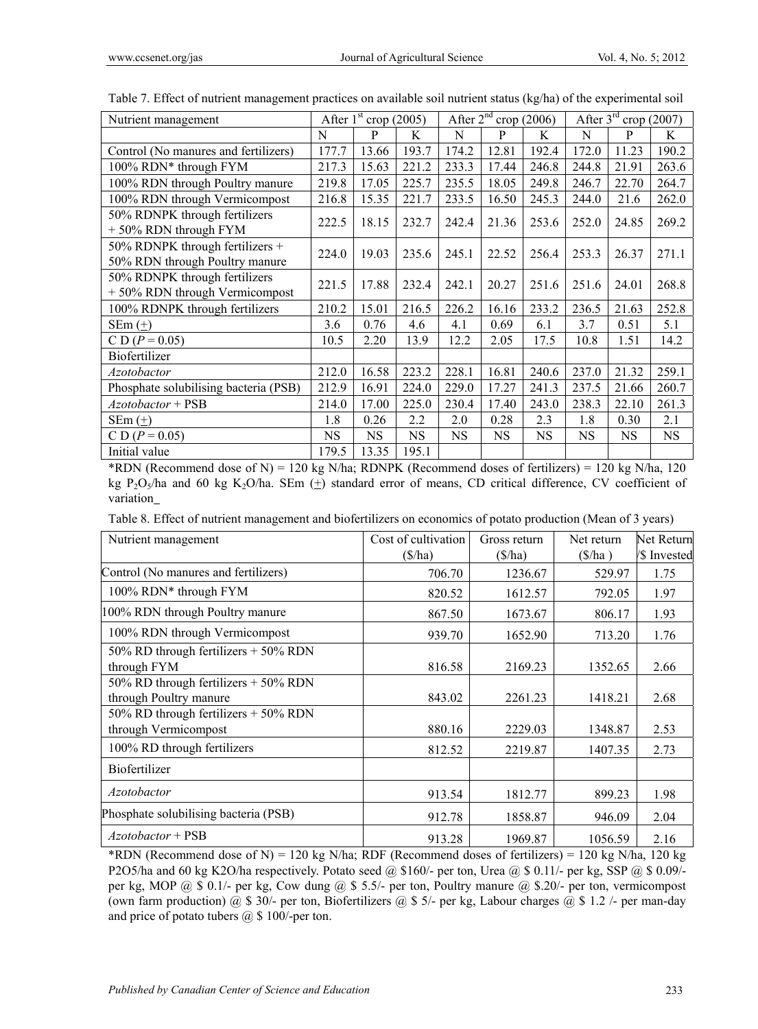Table 7. Effect of nutrient management practices on available soil nutrient status (kg/ha) of the experimental soil

| Nutrient management | After 1st crop (2005) | | | After 2nd crop (2006) | | | After 3rd crop (2007) | | |
|---|---|---|---|---|---|---|---|---|---|
| | N | P | K | N | P | K | N | P | K |
| Control (No manures and fertilizers) | 177.7 | 13.66 | 193.7 | 174.2 | 12.81 | 192.4 | 172.0 | 11.23 | 190.2 |
| 100% RDN* through FYM | 217.3 | 15.63 | 221.2 | 233.3 | 17.44 | 246.8 | 244.8 | 21.91 | 263.6 |
| 100% RDN through Poultry manure | 219.8 | 17.05 | 225.7 | 235.5 | 18.05 | 249.8 | 246.7 | 22.70 | 264.7 |
| 100% RDN through Vermicompost | 216.8 | 15.35 | 221.7 | 233.5 | 16.50 | 245.3 | 244.0 | 21.6 | 262.0 |
| 50% RDNPK through fertilizers + 50% RDN through FYM | 222.5 | 18.15 | 232.7 | 242.4 | 21.36 | 253.6 | 252.0 | 24.85 | 269.2 |
| 50% RDNPK through fertilizers + 50% RDN through Poultry manure | 224.0 | 19.03 | 235.6 | 245.1 | 22.52 | 256.4 | 253.3 | 26.37 | 271.1 |
| 50% RDNPK through fertilizers + 50% RDN through Vermicompost | 221.5 | 17.88 | 232.4 | 242.1 | 20.27 | 251.6 | 251.6 | 24.01 | 268.8 |
| 100% RDNPK through fertilizers | 210.2 | 15.01 | 216.5 | 226.2 | 16.16 | 233.2 | 236.5 | 21.63 | 252.8 |
| SEm (±) | 3.6 | 0.76 | 4.6 | 4.1 | 0.69 | 6.1 | 3.7 | 0.51 | 5.1 |
| C D ($P$ = 0.05) | 10.5 | 2.20 | 13.9 | 12.2 | 2.05 | 17.5 | 10.8 | 1.51 | 14.2 |
| Biofertilizer | | | | | | | | | |
| *Azotobacter* | 212.0 | 16.58 | 223.2 | 228.1 | 16.81 | 240.6 | 237.0 | 21.32 | 259.1 |
| Phosphate solubilising bacteria (PSB) | 212.9 | 16.91 | 224.0 | 229.0 | 17.27 | 241.3 | 237.5 | 21.66 | 260.7 |
| *Azotobacter* + PSB | 214.0 | 17.00 | 225.0 | 230.4 | 17.40 | 243.0 | 238.3 | 22.10 | 261.3 |
| SEm (±) | 1.8 | 0.26 | 2.2 | 2.0 | 0.28 | 2.3 | 1.8 | 0.30 | 2.1 |
| C D ($P$ = 0.05) | NS | NS | NS | NS | NS | NS | NS | NS | NS |
| Initial value | 179.5 | 13.35 | 195.1 | | | | | | |

*RDN (Recommend dose of N) = 120 kg N/ha; RDNPK (Recommend doses of fertilizers) = 120 kg N/ha, 120 kg $P_2O_5$/ha and 60 kg $K_2O$/ha. SEm (±) standard error of means, CD critical difference, CV coefficient of variation

Table 8. Effect of nutrient management and biofertilizers on economics of potato production (Mean of 3 years)

| Nutrient management | Cost of cultivation ($/ha) | Gross return ($/ha) | Net return ($/ha ) | Net Return /$ Invested |
|---|---|---|---|---|
| Control (No manures and fertilizers) | 706.70 | 1236.67 | 529.97 | 1.75 |
| 100% RDN* through FYM | 820.52 | 1612.57 | 792.05 | 1.97 |
| 100% RDN through Poultry manure | 867.50 | 1673.67 | 806.17 | 1.93 |
| 100% RDN through Vermicompost | 939.70 | 1652.90 | 713.20 | 1.76 |
| 50% RD through fertilizers + 50% RDN through FYM | 816.58 | 2169.23 | 1352.65 | 2.66 |
| 50% RD through fertilizers + 50% RDN through Poultry manure | 843.02 | 2261.23 | 1418.21 | 2.68 |
| 50% RD through fertilizers + 50% RDN through Vermicompost | 880.16 | 2229.03 | 1348.87 | 2.53 |
| 100% RD through fertilizers | 812.52 | 2219.87 | 1407.35 | 2.73 |
| Biofertilizer | | | | |
| *Azotobacter* | 913.54 | 1812.77 | 899.23 | 1.98 |
| Phosphate solubilising bacteria (PSB) | 912.78 | 1858.87 | 946.09 | 2.04 |
| *Azotobacter* + PSB | 913.28 | 1969.87 | 1056.59 | 2.16 |

*RDN (Recommend dose of N) = 120 kg N/ha; RDF (Recommend doses of fertilizers) = 120 kg N/ha, 120 kg P2O5/ha and 60 kg K2O/ha respectively. Potato seed @ $160/- per ton, Urea @ $ 0.11/- per kg, SSP @ $ 0.09/- per kg, MOP @ $ 0.1/- per kg, Cow dung @ $ 5.5/- per ton, Poultry manure @ $.20/- per ton, vermicompost (own farm production) @ $ 30/- per ton, Biofertilizers @ $ 5/- per kg, Labour charges @ $ 1.2 /- per man-day and price of potato tubers @ $ 100/-per ton.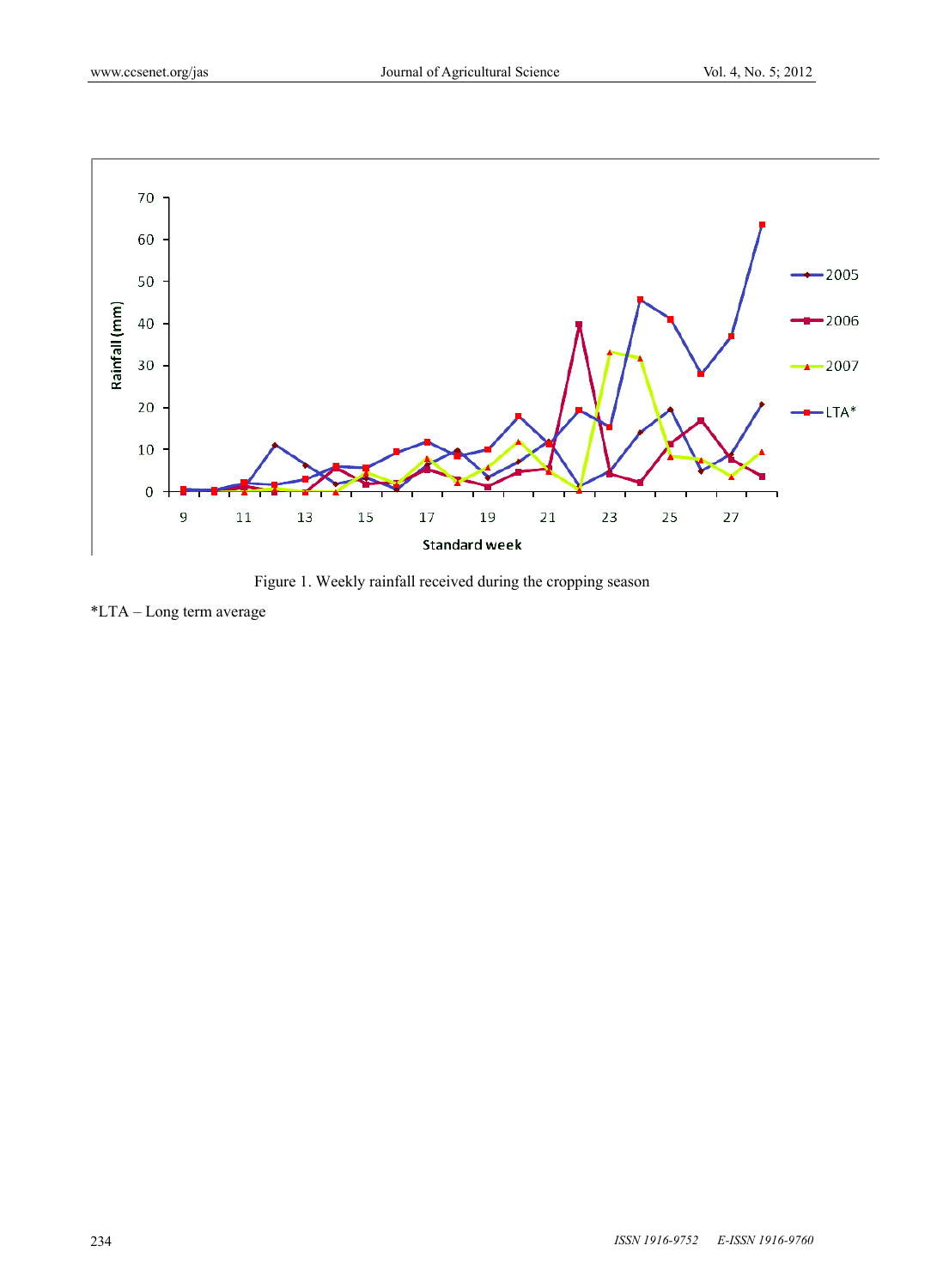70
60
50
40
30
20
10
0

Rainfall (mm)

9 11 13 15 17 19 21 23 25 27

Standard week

2005
2006
2007
LTA*

Figure 1. Weekly rainfall received during the cropping season

*LTA – Long term average